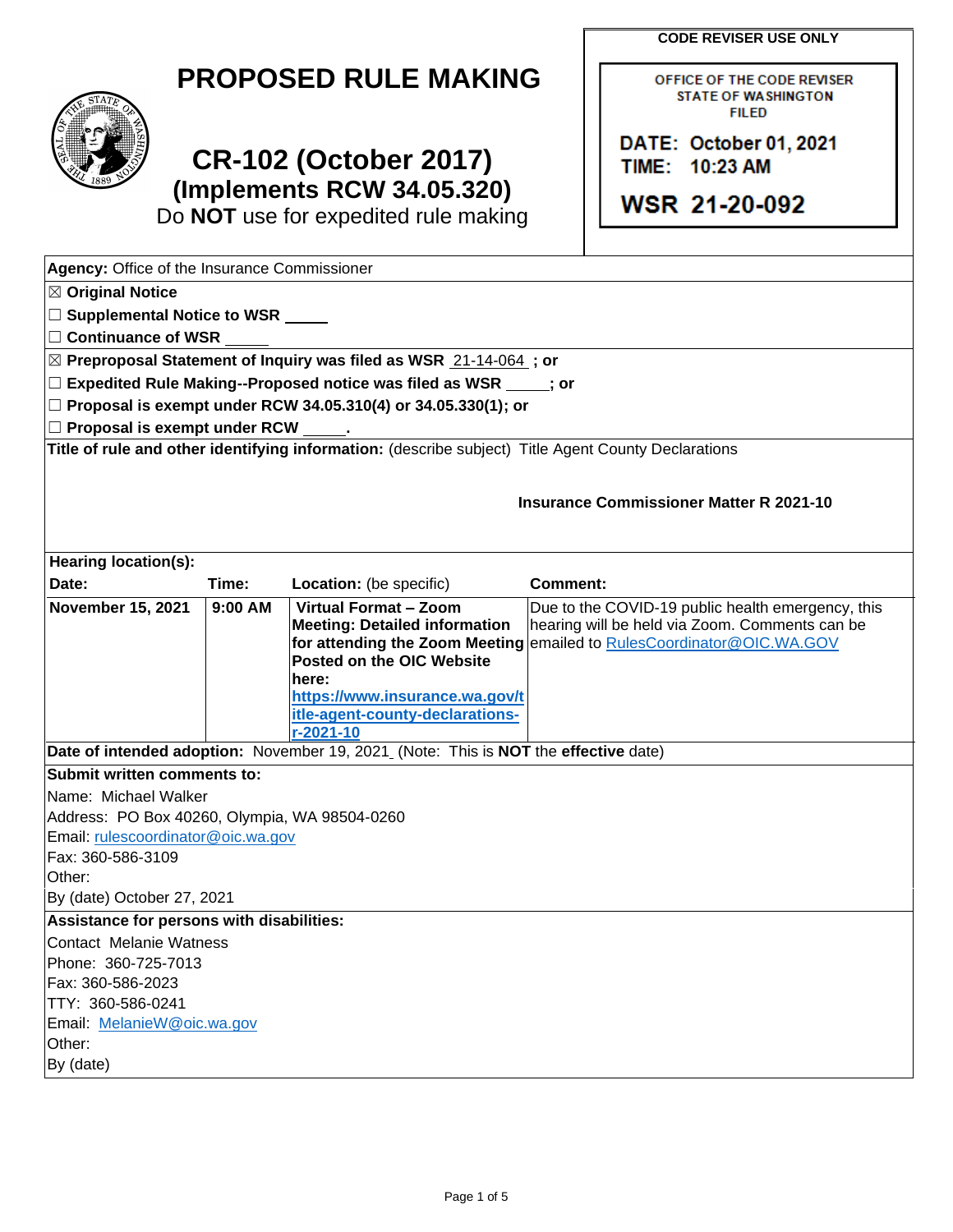# PROPOSED RULE MAKING

## CR-102 (October 2017)
## (Implements RCW 34.05.320)

Do **NOT** use for expedited rule making

**CODE REVISER USE ONLY**

OFFICE OF THE CODE REVISER
STATE OF WASHINGTON
FILED

**DATE: October 01, 2021**
**TIME: 10:23 AM**

**WSR 21-20-092**

**Agency:** Office of the Insurance Commissioner

☒ **Original Notice**

☐ **Supplemental Notice to WSR** _____

☐ **Continuance of WSR** _____

☒ **Preproposal Statement of Inquiry was filed as WSR** 21-14-064 **; or**

☐ **Expedited Rule Making--Proposed notice was filed as WSR** _____**; or**

☐ **Proposal is exempt under RCW 34.05.310(4) or 34.05.330(1); or**

☐ **Proposal is exempt under RCW** _____**.**

**Title of rule and other identifying information:** (describe subject) Title Agent County Declarations

**Insurance Commissioner Matter R 2021-10**

**Hearing location(s):**

| **Date:** | **Time:** | **Location:** (be specific) | **Comment:** |
|---|---|---|---|
| **November 15, 2021** | **9:00 AM** | **Virtual Format – Zoom Meeting: Detailed information for attending the Zoom Meeting Posted on the OIC Website here: https://www.insurance.wa.gov/title-agent-county-declarations-r-2021-10** | Due to the COVID-19 public health emergency, this hearing will be held via Zoom. Comments can be emailed to RulesCoordinator@OIC.WA.GOV |

**Date of intended adoption:** November 19, 2021 (Note: This is **NOT** the **effective** date)

**Submit written comments to:**

Name: Michael Walker

Address: PO Box 40260, Olympia, WA 98504-0260

Email: rulescoordinator@oic.wa.gov

Fax: 360-586-3109

Other:

By (date) October 27, 2021

**Assistance for persons with disabilities:**

Contact Melanie Watness

Phone: 360-725-7013

Fax: 360-586-2023

TTY: 360-586-0241

Email: MelanieW@oic.wa.gov

Other:

By (date)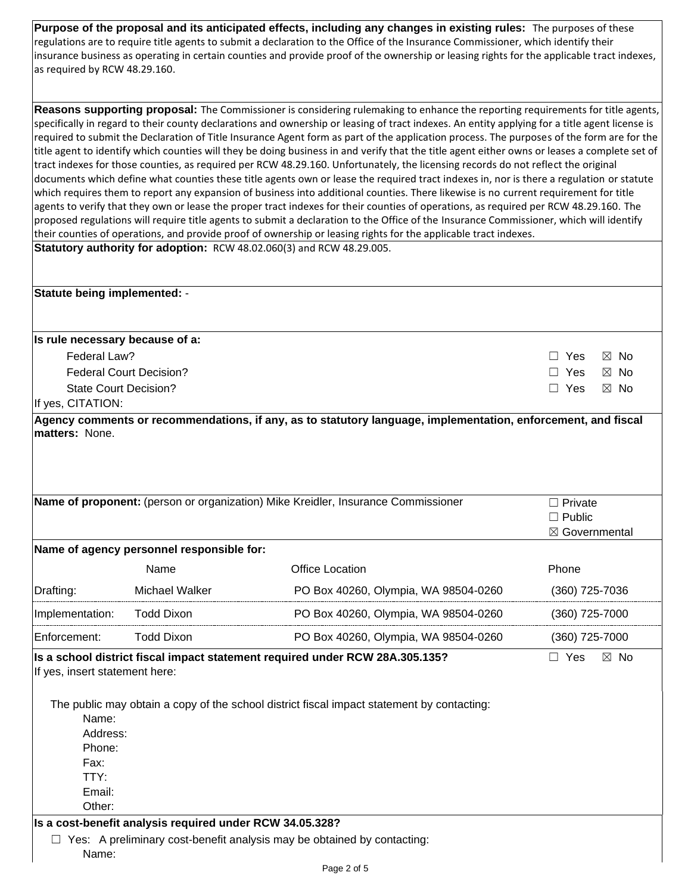**Purpose of the proposal and its anticipated effects, including any changes in existing rules:** The purposes of these regulations are to require title agents to submit a declaration to the Office of the Insurance Commissioner, which identify their insurance business as operating in certain counties and provide proof of the ownership or leasing rights for the applicable tract indexes, as required by RCW 48.29.160.

**Reasons supporting proposal:** The Commissioner is considering rulemaking to enhance the reporting requirements for title agents, specifically in regard to their county declarations and ownership or leasing of tract indexes. An entity applying for a title agent license is required to submit the Declaration of Title Insurance Agent form as part of the application process. The purposes of the form are for the title agent to identify which counties will they be doing business in and verify that the title agent either owns or leases a complete set of tract indexes for those counties, as required per RCW 48.29.160. Unfortunately, the licensing records do not reflect the original documents which define what counties these title agents own or lease the required tract indexes in, nor is there a regulation or statute which requires them to report any expansion of business into additional counties. There likewise is no current requirement for title agents to verify that they own or lease the proper tract indexes for their counties of operations, as required per RCW 48.29.160. The proposed regulations will require title agents to submit a declaration to the Office of the Insurance Commissioner, which will identify their counties of operations, and provide proof of ownership or leasing rights for the applicable tract indexes.

**Statutory authority for adoption:** RCW 48.02.060(3) and RCW 48.29.005.

**Statute being implemented:** -

**Is rule necessary because of a:**

| | |
|---|---|
| Federal Law? | ☐ Yes ☒ No |
| Federal Court Decision? | ☐ Yes ☒ No |
| State Court Decision? | ☐ Yes ☒ No |

If yes, CITATION:

**Agency comments or recommendations, if any, as to statutory language, implementation, enforcement, and fiscal matters:** None.

**Name of proponent:** (person or organization) Mike Kreidler, Insurance Commissioner

☐ Private
☐ Public
☒ Governmental

**Name of agency personnel responsible for:**

| | Name | Office Location | Phone |
|---|---|---|---|
| Drafting: | Michael Walker | PO Box 40260, Olympia, WA 98504-0260 | (360) 725-7036 |
| Implementation: | Todd Dixon | PO Box 40260, Olympia, WA 98504-0260 | (360) 725-7000 |
| Enforcement: | Todd Dixon | PO Box 40260, Olympia, WA 98504-0260 | (360) 725-7000 |

**Is a school district fiscal impact statement required under RCW 28A.305.135?** ☐ Yes ☒ No

If yes, insert statement here:

The public may obtain a copy of the school district fiscal impact statement by contacting:

Name:
Address:
Phone:
Fax:
TTY:
Email:
Other:

**Is a cost-benefit analysis required under RCW 34.05.328?**

☐ Yes: A preliminary cost-benefit analysis may be obtained by contacting:

Name: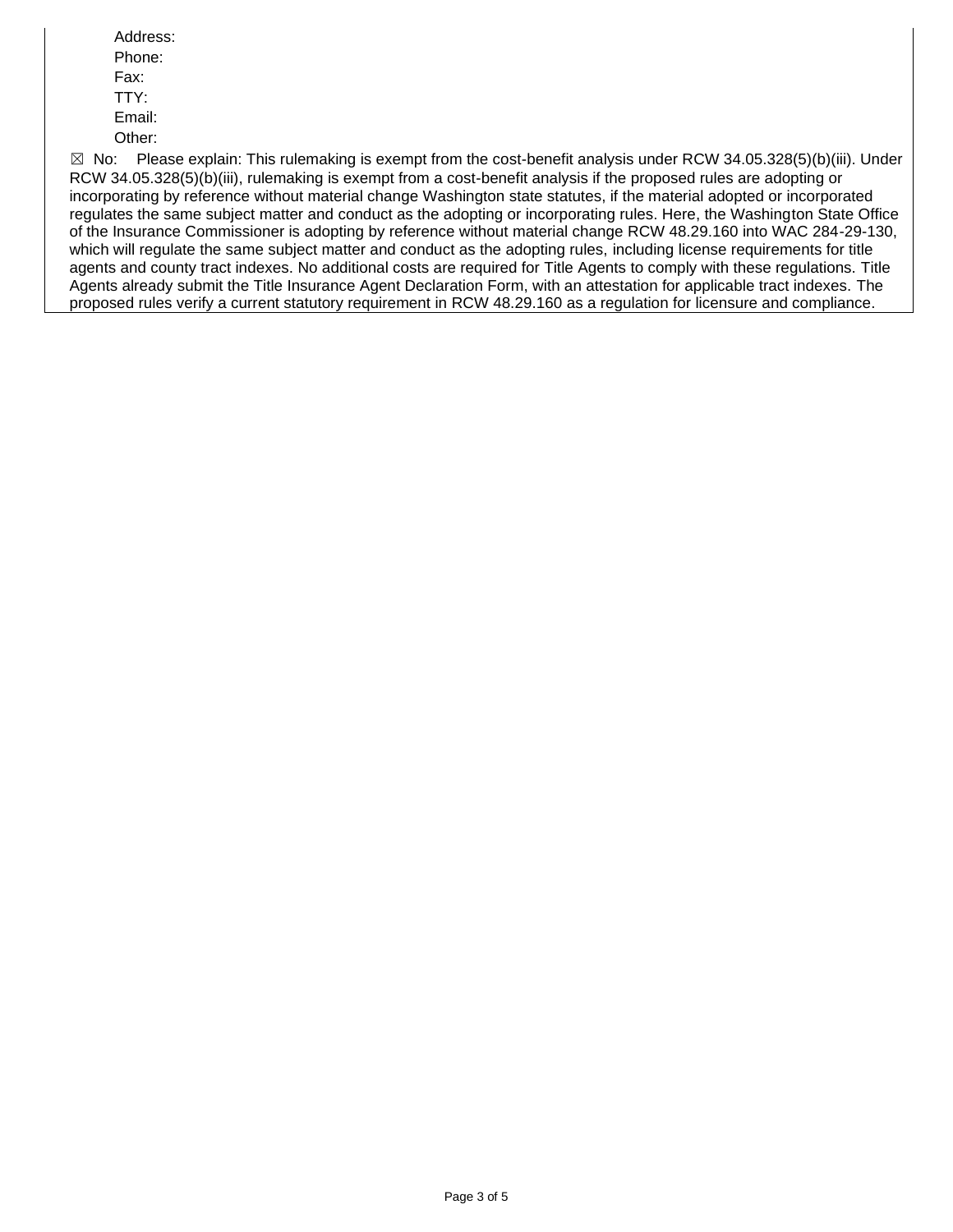Address:

Phone:

Fax:

TTY:

Email:

Other:

☒ No: Please explain: This rulemaking is exempt from the cost-benefit analysis under RCW 34.05.328(5)(b)(iii). Under RCW 34.05.328(5)(b)(iii), rulemaking is exempt from a cost-benefit analysis if the proposed rules are adopting or incorporating by reference without material change Washington state statutes, if the material adopted or incorporated regulates the same subject matter and conduct as the adopting or incorporating rules. Here, the Washington State Office of the Insurance Commissioner is adopting by reference without material change RCW 48.29.160 into WAC 284-29-130, which will regulate the same subject matter and conduct as the adopting rules, including license requirements for title agents and county tract indexes. No additional costs are required for Title Agents to comply with these regulations. Title Agents already submit the Title Insurance Agent Declaration Form, with an attestation for applicable tract indexes. The proposed rules verify a current statutory requirement in RCW 48.29.160 as a regulation for licensure and compliance.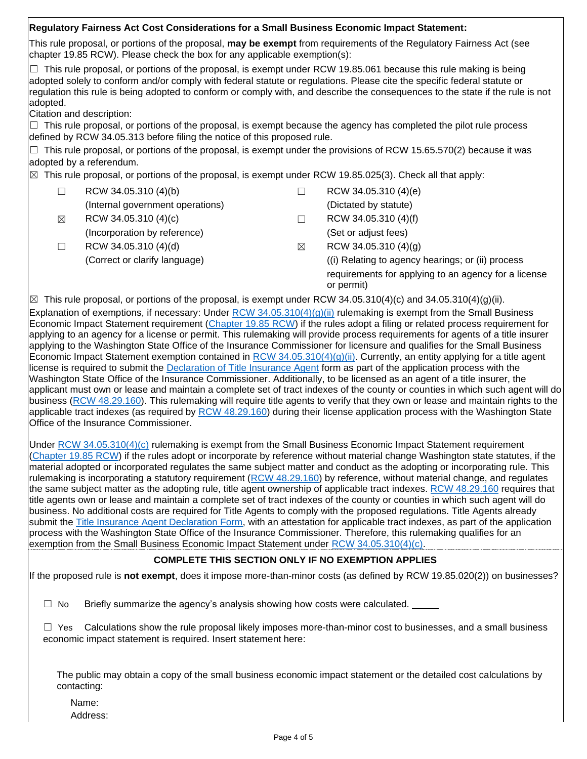**Regulatory Fairness Act Cost Considerations for a Small Business Economic Impact Statement:**

This rule proposal, or portions of the proposal, **may be exempt** from requirements of the Regulatory Fairness Act (see chapter 19.85 RCW). Please check the box for any applicable exemption(s):

☐ This rule proposal, or portions of the proposal, is exempt under RCW 19.85.061 because this rule making is being adopted solely to conform and/or comply with federal statute or regulations. Please cite the specific federal statute or regulation this rule is being adopted to conform or comply with, and describe the consequences to the state if the rule is not adopted.

Citation and description:

☐ This rule proposal, or portions of the proposal, is exempt because the agency has completed the pilot rule process defined by RCW 34.05.313 before filing the notice of this proposed rule.

☐ This rule proposal, or portions of the proposal, is exempt under the provisions of RCW 15.65.570(2) because it was adopted by a referendum.

☒ This rule proposal, or portions of the proposal, is exempt under RCW 19.85.025(3). Check all that apply:

- ☐ RCW 34.05.310 (4)(b) (Internal government operations)
- ☒ RCW 34.05.310 (4)(c) (Incorporation by reference)
- ☐ RCW 34.05.310 (4)(d) (Correct or clarify language)
- ☐ RCW 34.05.310 (4)(e) (Dictated by statute)
- ☐ RCW 34.05.310 (4)(f) (Set or adjust fees)
- ☒ RCW 34.05.310 (4)(g) ((i) Relating to agency hearings; or (ii) process requirements for applying to an agency for a license or permit)

☒ This rule proposal, or portions of the proposal, is exempt under RCW 34.05.310(4)(c) and 34.05.310(4)(g)(ii).

Explanation of exemptions, if necessary: Under RCW 34.05.310(4)(g)(ii) rulemaking is exempt from the Small Business Economic Impact Statement requirement (Chapter 19.85 RCW) if the rules adopt a filing or related process requirement for applying to an agency for a license or permit. This rulemaking will provide process requirements for agents of a title insurer applying to the Washington State Office of the Insurance Commissioner for licensure and qualifies for the Small Business Economic Impact Statement exemption contained in RCW 34.05.310(4)(g)(ii). Currently, an entity applying for a title agent license is required to submit the Declaration of Title Insurance Agent form as part of the application process with the Washington State Office of the Insurance Commissioner. Additionally, to be licensed as an agent of a title insurer, the applicant must own or lease and maintain a complete set of tract indexes of the county or counties in which such agent will do business (RCW 48.29.160). This rulemaking will require title agents to verify that they own or lease and maintain rights to the applicable tract indexes (as required by RCW 48.29.160) during their license application process with the Washington State Office of the Insurance Commissioner.

Under RCW 34.05.310(4)(c) rulemaking is exempt from the Small Business Economic Impact Statement requirement (Chapter 19.85 RCW) if the rules adopt or incorporate by reference without material change Washington state statutes, if the material adopted or incorporated regulates the same subject matter and conduct as the adopting or incorporating rule. This rulemaking is incorporating a statutory requirement (RCW 48.29.160) by reference, without material change, and regulates the same subject matter as the adopting rule, title agent ownership of applicable tract indexes. RCW 48.29.160 requires that title agents own or lease and maintain a complete set of tract indexes of the county or counties in which such agent will do business. No additional costs are required for Title Agents to comply with the proposed regulations. Title Agents already submit the Title Insurance Agent Declaration Form, with an attestation for applicable tract indexes, as part of the application process with the Washington State Office of the Insurance Commissioner. Therefore, this rulemaking qualifies for an exemption from the Small Business Economic Impact Statement under RCW 34.05.310(4)(c).

**COMPLETE THIS SECTION ONLY IF NO EXEMPTION APPLIES**

If the proposed rule is **not exempt**, does it impose more-than-minor costs (as defined by RCW 19.85.020(2)) on businesses?

☐ No Briefly summarize the agency's analysis showing how costs were calculated. _____

☐ Yes Calculations show the rule proposal likely imposes more-than-minor cost to businesses, and a small business economic impact statement is required. Insert statement here:

The public may obtain a copy of the small business economic impact statement or the detailed cost calculations by contacting:

Name:
Address: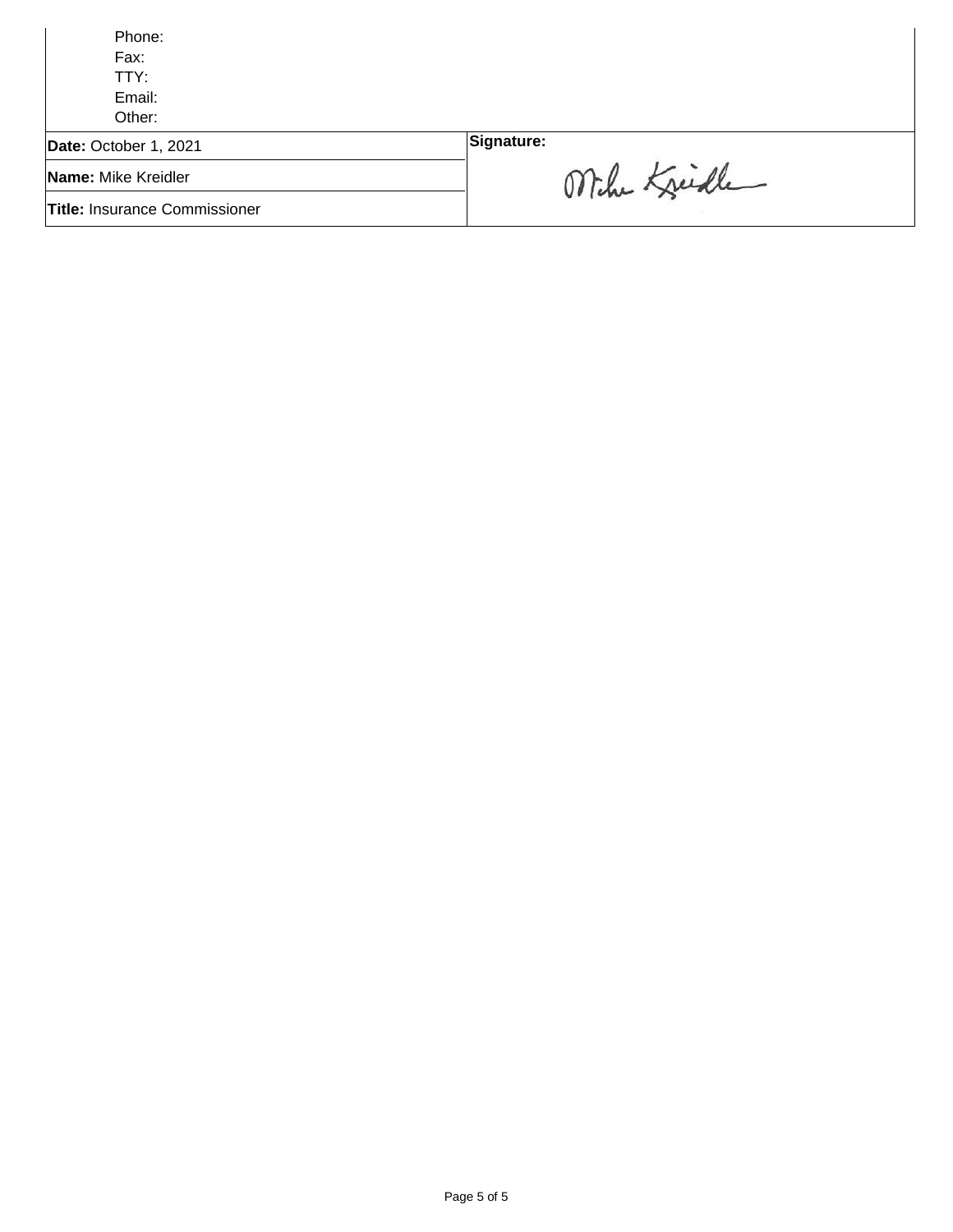Phone:
Fax:
TTY:
Email:
Other:

| **Date:** October 1, 2021 | **Signature:** |
|---|---|
| **Name:** Mike Kreidler | Mike Kreidler |
| **Title:** Insurance Commissioner | |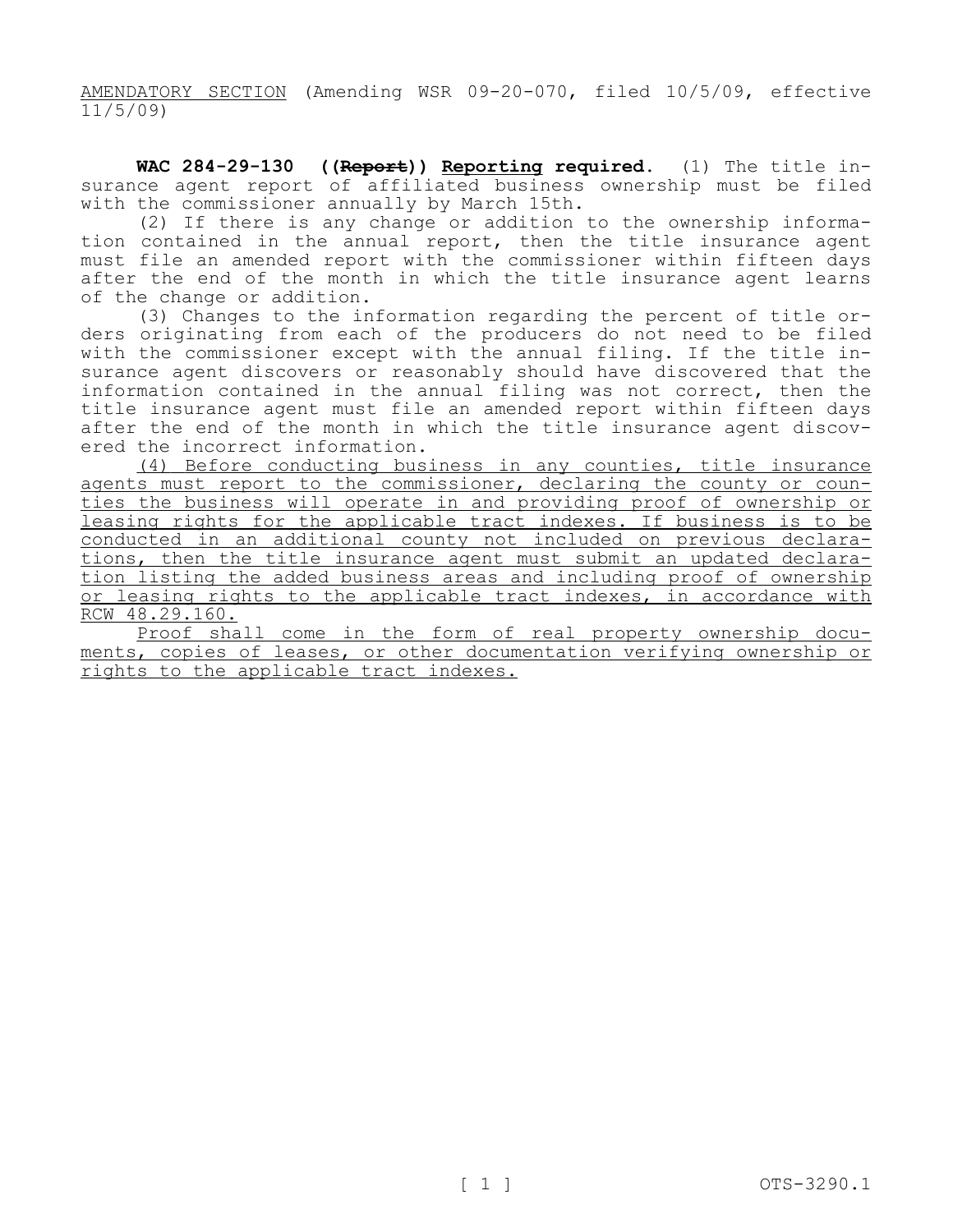AMENDATORY SECTION (Amending WSR 09-20-070, filed 10/5/09, effective 11/5/09)

**WAC 284-29-130 ((~~Report~~)) Reporting required.** (1) The title insurance agent report of affiliated business ownership must be filed with the commissioner annually by March 15th.

(2) If there is any change or addition to the ownership information contained in the annual report, then the title insurance agent must file an amended report with the commissioner within fifteen days after the end of the month in which the title insurance agent learns of the change or addition.

(3) Changes to the information regarding the percent of title orders originating from each of the producers do not need to be filed with the commissioner except with the annual filing. If the title insurance agent discovers or reasonably should have discovered that the information contained in the annual filing was not correct, then the title insurance agent must file an amended report within fifteen days after the end of the month in which the title insurance agent discovered the incorrect information.

(4) Before conducting business in any counties, title insurance agents must report to the commissioner, declaring the county or counties the business will operate in and providing proof of ownership or leasing rights for the applicable tract indexes. If business is to be conducted in an additional county not included on previous declarations, then the title insurance agent must submit an updated declaration listing the added business areas and including proof of ownership or leasing rights to the applicable tract indexes, in accordance with RCW 48.29.160.

Proof shall come in the form of real property ownership documents, copies of leases, or other documentation verifying ownership or rights to the applicable tract indexes.